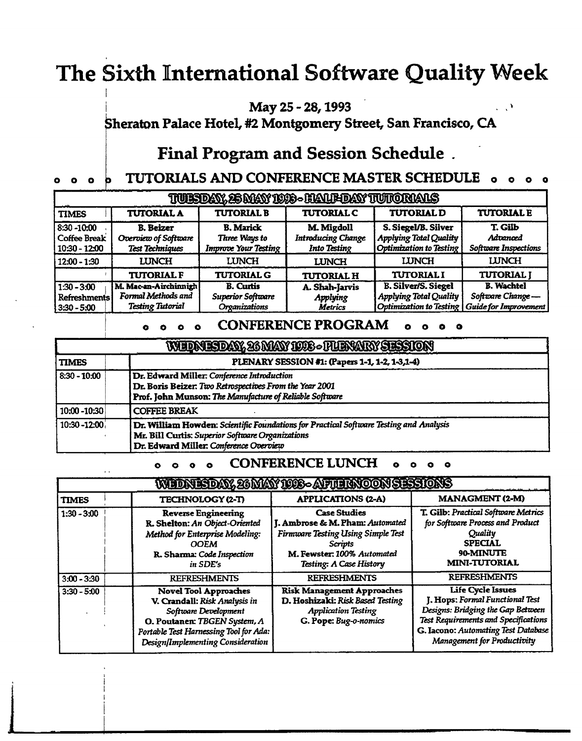# The Sixth International Software Quality Week

**May 25 - 28, 1993**

**Sheraton Palace Hotel, #2 Montgomery Street, San Francisco, CA**

## Final Program and Session Schedule

### o o o o TUTORIALS AND CONFERENCE MASTER SCHEDULE o o o o

| TUESDAY, 25 MAY 1993 - HALF-DAY TUTORIALS | | | | | |
|---|---|---|---|---|---|
| **TIMES** | **TUTORIAL A** | **TUTORIAL B** | **TUTORIAL C** | **TUTORIAL D** | **TUTORIAL E** |
| 8:30 -10:00<br>Coffee Break<br>10:30 - 12:00 | **B. Beizer**<br>*Overview of Software Test Techniques* | **B. Marick**<br>*Three Ways to Improve Your Testing* | **M. Migdoll**<br>*Introducing Change Into Testing* | **S. Siegel/B. Silver**<br>*Applying Total Quality Optimization to Testing* | **T. Gilb**<br>*Advanced Software Inspections* |
| 12:00 - 1:30 | LUNCH | LUNCH | LUNCH | LUNCH | LUNCH |
| | **TUTORIAL F** | **TUTORIAL G** | **TUTORIAL H** | **TUTORIAL I** | **TUTORIAL J** |
| 1:30 - 3:00<br>Refreshments<br>3:30 - 5:00 | **M. Mac-an-Airchinnigh**<br>*Formal Methods and Testing Tutorial* | **B. Curtis**<br>*Superior Software Organizations* | **A. Shah-Jarvis**<br>*Applying Metrics* | **B. Silver/S. Siegel**<br>*Applying Total Quality Optimization to Testing* | **B. Wachtel**<br>*Software Change — Guide for Improvement* |

### o o o o CONFERENCE PROGRAM o o o o

| WEDNESDAY, 26 MAY 1993 - PLENARY SESSION | |
|---|---|
| **TIMES** | **PLENARY SESSION #1: (Papers 1-1, 1-2, 1-3,1-4)** |
| 8:30 - 10:00 | **Dr. Edward Miller:** *Conference Introduction*<br>**Dr. Boris Beizer:** *Two Retrospectives From the Year 2001*<br>**Prof. John Munson:** *The Manufacture of Reliable Software* |
| 10:00 -10:30 | COFFEE BREAK |
| 10:30 -12:00 | **Dr. William Howden:** *Scientific Foundations for Practical Software Testing and Analysis*<br>**Mr. Bill Curtis:** *Superior Software Organizations*<br>**Dr. Edward Miller:** *Conference Overview* |

### o o o o CONFERENCE LUNCH o o o o

| WEDNESDAY, 26 MAY 1993 - AFTERNOON SESSIONS | | | |
|---|---|---|---|
| **TIMES** | **TECHNOLOGY (2-T)** | **APPLICATIONS (2-A)** | **MANAGMENT (2-M)** |
| 1:30 - 3:00 | **Reverse Engineering**<br>**R. Shelton:** *An Object-Oriented Method for Enterprise Modeling: OOEM*<br>**R. Sharma:** *Code Inspection in SDE's* | **Case Studies**<br>**J. Ambrose & M. Pham:** *Automated Firmware Testing Using Simple Test Scripts*<br>**M. Fewster:** *100% Automated Testing: A Case History* | **T. Gilb:** *Practical Software Metrics for Software Process and Product Quality*<br>**SPECIAL 90-MINUTE MINI-TUTORIAL** |
| 3:00 - 3:30 | REFRESHMENTS | REFRESHMENTS | REFRESHMENTS |
| 3:30 - 5:00 | **Novel Tool Approaches**<br>**V. Crandall:** *Risk Analysis in Software Development*<br>**O. Poutanen:** *TBGEN System, A Portable Test Harnessing Tool for Ada: Design/Implementing Consideration* | **Risk Management Approaches**<br>**D. Hoshizaki:** *Risk Based Testing Application Testing*<br>**G. Pope:** *Bug-o-nomics* | **Life Cycle Issues**<br>**J. Hops:** *Formal Functional Test Designs: Bridging the Gap Between Test Requirements and Specifications*<br>**G. Iacono:** *Automating Test Database Management for Productivity* |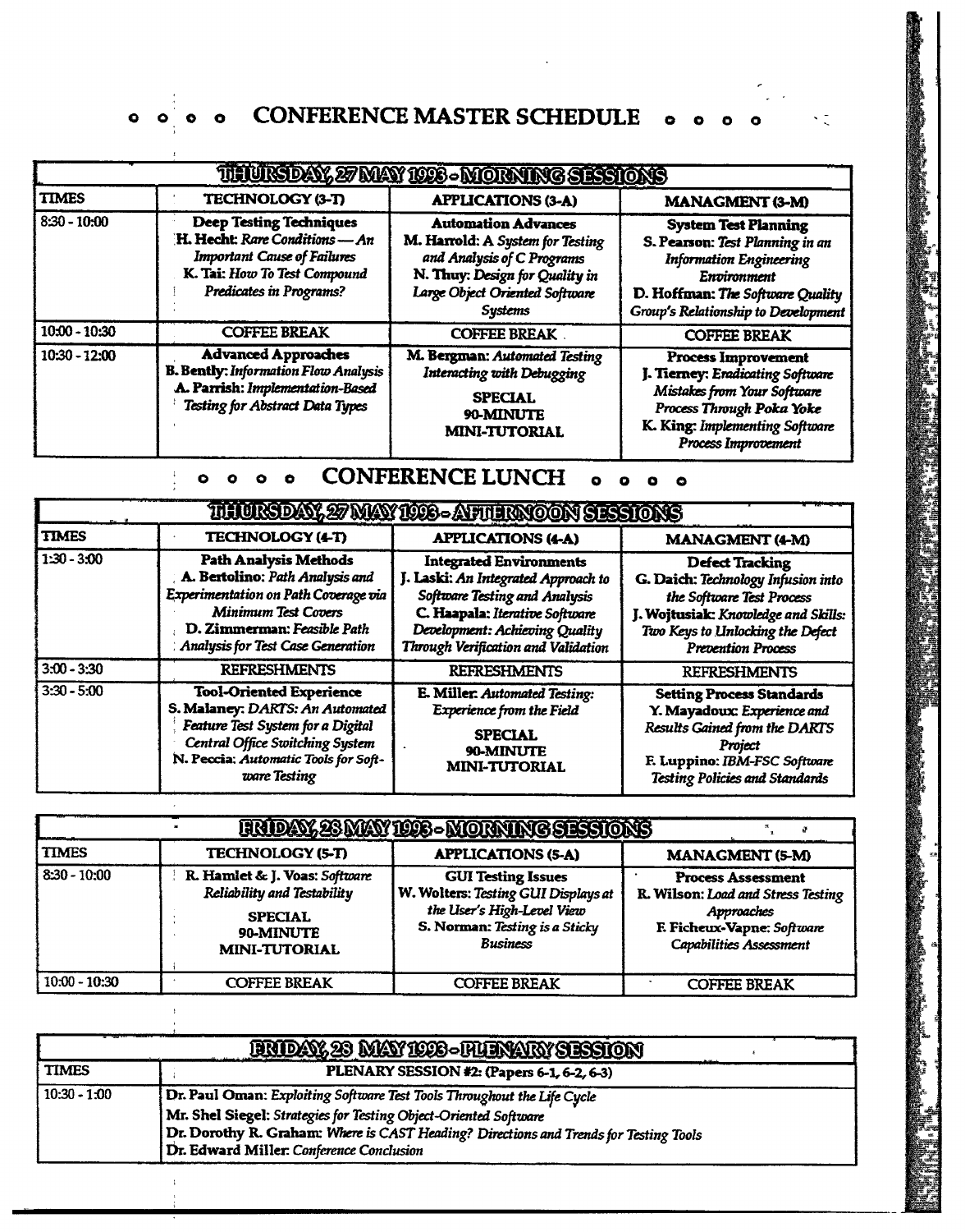# CONFERENCE MASTER SCHEDULE

| THURSDAY, 27 MAY 1993 - MORNING SESSIONS | | | |
|---|---|---|---|
| **TIMES** | **TECHNOLOGY (3-T)** | **APPLICATIONS (3-A)** | **MANAGMENT (3-M)** |
| 8:30 - 10:00 | **Deep Testing Techniques**<br>**H. Hecht:** *Rare Conditions — An Important Cause of Failures*<br>**K. Tai:** *How To Test Compound Predicates in Programs?* | **Automation Advances**<br>**M. Harrold:** *A System for Testing and Analysis of C Programs*<br>**N. Thuy:** *Design for Quality in Large Object Oriented Software Systems* | **System Test Planning**<br>**S. Pearson:** *Test Planning in an Information Engineering Environment*<br>**D. Hoffman:** *The Software Quality Group's Relationship to Development* |
| 10:00 - 10:30 | COFFEE BREAK | COFFEE BREAK | COFFEE BREAK |
| 10:30 - 12:00 | **Advanced Approaches**<br>**B. Bently:** *Information Flow Analysis*<br>**A. Parrish:** *Implementation-Based Testing for Abstract Data Types* | **M. Bergman:** *Automated Testing Interacting with Debugging*<br>**SPECIAL 90-MINUTE MINI-TUTORIAL** | **Process Improvement**<br>**J. Tierney:** *Eradicating Software Mistakes from Your Software Process Through Poka Yoke*<br>**K. King:** *Implementing Software Process Improvement* |

## CONFERENCE LUNCH

| THURSDAY, 27 MAY 1993 - AFTERNOON SESSIONS | | | |
|---|---|---|---|
| **TIMES** | **TECHNOLOGY (4-T)** | **APPLICATIONS (4-A)** | **MANAGMENT (4-M)** |
| 1:30 - 3:00 | **Path Analysis Methods**<br>**A. Bertolino:** *Path Analysis and Experimentation on Path Coverage via Minimum Test Covers*<br>**D. Zimmerman:** *Feasible Path Analysis for Test Case Generation* | **Integrated Environments**<br>**J. Laski:** *An Integrated Approach to Software Testing and Analysis*<br>**C. Haapala:** *Iterative Software Development: Achieving Quality Through Verification and Validation* | **Defect Tracking**<br>**G. Daich:** *Technology Infusion into the Software Test Process*<br>**J. Wojtusiak:** *Knowledge and Skills: Two Keys to Unlocking the Defect Prevention Process* |
| 3:00 - 3:30 | REFRESHMENTS | REFRESHMENTS | REFRESHMENTS |
| 3:30 - 5:00 | **Tool-Oriented Experience**<br>**S. Malaney:** *DARTS: An Automated Feature Test System for a Digital Central Office Switching System*<br>**N. Peccia:** *Automatic Tools for Software Testing* | **E. Miller:** *Automated Testing: Experience from the Field*<br>**SPECIAL 90-MINUTE MINI-TUTORIAL** | **Setting Process Standards**<br>**Y. Mayadoux:** *Experience and Results Gained from the DARTS Project*<br>**F. Luppino:** *IBM-FSC Software Testing Policies and Standards* |

| FRIDAY, 28 MAY 1993 - MORNING SESSIONS | | | |
|---|---|---|---|
| **TIMES** | **TECHNOLOGY (5-T)** | **APPLICATIONS (5-A)** | **MANAGMENT (5-M)** |
| 8:30 - 10:00 | **R. Hamlet & J. Voas:** *Software Reliability and Testability*<br>**SPECIAL 90-MINUTE MINI-TUTORIAL** | **GUI Testing Issues**<br>**W. Wolters:** *Testing GUI Displays at the User's High-Level View*<br>**S. Norman:** *Testing is a Sticky Business* | **Process Assessment**<br>**R. Wilson:** *Load and Stress Testing Approaches*<br>**F. Ficheux-Vapne:** *Software Capabilities Assessment* |
| 10:00 - 10:30 | COFFEE BREAK | COFFEE BREAK | COFFEE BREAK |

| FRIDAY, 28 MAY 1993 - PLENARY SESSION | |
|---|---|
| **TIMES** | **PLENARY SESSION #2: (Papers 6-1, 6-2, 6-3)** |
| 10:30 - 1:00 | **Dr. Paul Oman:** *Exploiting Software Test Tools Throughout the Life Cycle*<br>**Mr. Shel Siegel:** *Strategies for Testing Object-Oriented Software*<br>**Dr. Dorothy R. Graham:** *Where is CAST Heading? Directions and Trends for Testing Tools*<br>**Dr. Edward Miller:** *Conference Conclusion* |